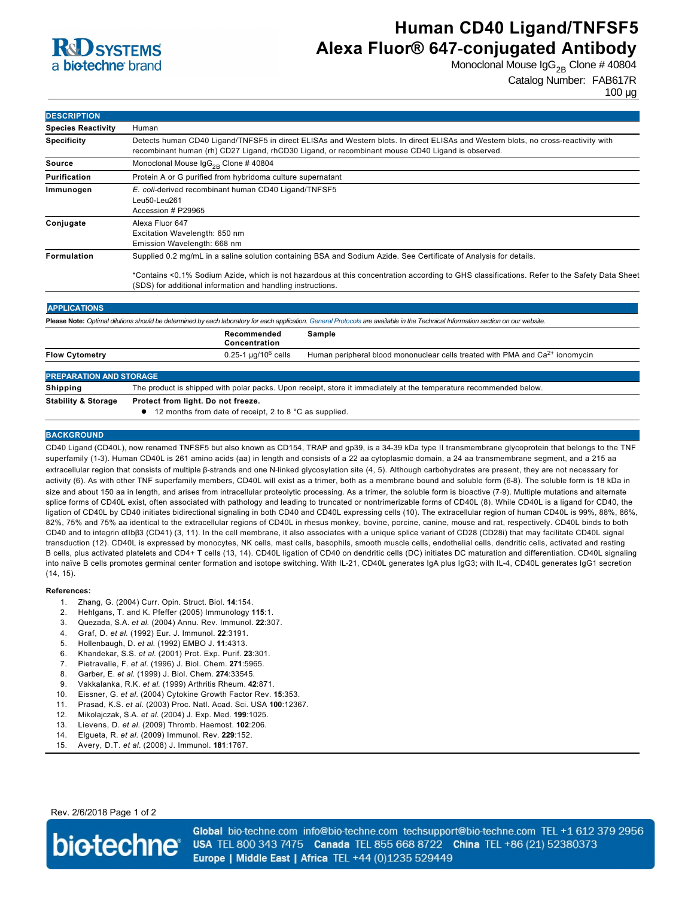# Human CD40 Ligand/TNFSF5 Alexa Fluor® 647-conjugated Antibody

Monoclonal Mouse $IgG_{2B}$ Clone # 40804

Catalog Number: FAB617R

100 µg

## DESCRIPTION

| | |
|---|---|
| **Species Reactivity** | Human |
| **Specificity** | Detects human CD40 Ligand/TNFSF5 in direct ELISAs and Western blots. In direct ELISAs and Western blots, no cross-reactivity with recombinant human (rh) CD27 Ligand, rhCD30 Ligand, or recombinant mouse CD40 Ligand is observed. |
| **Source** | Monoclonal Mouse $IgG_{2B}$ Clone # 40804 |
| **Purification** | Protein A or G purified from hybridoma culture supernatant |
| **Immunogen** | *E. coli*-derived recombinant human CD40 Ligand/TNFSF5<br>Leu50-Leu261<br>Accession # P29965 |
| **Conjugate** | Alexa Fluor 647<br>Excitation Wavelength: 650 nm<br>Emission Wavelength: 668 nm |
| **Formulation** | Supplied 0.2 mg/mL in a saline solution containing BSA and Sodium Azide. See Certificate of Analysis for details.<br><br>*Contains <0.1% Sodium Azide, which is not hazardous at this concentration according to GHS classifications. Refer to the Safety Data Sheet (SDS) for additional information and handling instructions. |

## APPLICATIONS

**Please Note:** *Optimal dilutions should be determined by each laboratory for each application. General Protocols are available in the Technical Information section on our website.*

| | Recommended Concentration | Sample |
|---|---|---|
| **Flow Cytometry** | 0.25-1 µg/$10^6$ cells | Human peripheral blood mononuclear cells treated with PMA and $Ca^{2+}$ ionomycin |

## PREPARATION AND STORAGE

| | |
|---|---|
| **Shipping** | The product is shipped with polar packs. Upon receipt, store it immediately at the temperature recommended below. |
| **Stability & Storage** | **Protect from light. Do not freeze.**<br>● 12 months from date of receipt, 2 to 8 °C as supplied. |

## BACKGROUND

CD40 Ligand (CD40L), now renamed TNFSF5 but also known as CD154, TRAP and gp39, is a 34-39 kDa type II transmembrane glycoprotein that belongs to the TNF superfamily (1-3). Human CD40L is 261 amino acids (aa) in length and consists of a 22 aa cytoplasmic domain, a 24 aa transmembrane segment, and a 215 aa extracellular region that consists of multiple β-strands and one N-linked glycosylation site (4, 5). Although carbohydrates are present, they are not necessary for activity (6). As with other TNF superfamily members, CD40L will exist as a trimer, both as a membrane bound and soluble form (6-8). The soluble form is 18 kDa in size and about 150 aa in length, and arises from intracellular proteolytic processing. As a trimer, the soluble form is bioactive (7-9). Multiple mutations and alternate splice forms of CD40L exist, often associated with pathology and leading to truncated or nontrimerizable forms of CD40L (8). While CD40L is a ligand for CD40, the ligation of CD40L by CD40 initiates bidirectional signaling in both CD40 and CD40L expressing cells (10). The extracellular region of human CD40L is 99%, 88%, 86%, 82%, 75% and 75% aa identical to the extracellular regions of CD40L in rhesus monkey, bovine, porcine, canine, mouse and rat, respectively. CD40L binds to both CD40 and to integrin αIIbβ3 (CD41) (3, 11). In the cell membrane, it also associates with a unique splice variant of CD28 (CD28i) that may facilitate CD40L signal transduction (12). CD40L is expressed by monocytes, NK cells, mast cells, basophils, smooth muscle cells, endothelial cells, dendritic cells, activated and resting B cells, plus activated platelets and CD4+ T cells (13, 14). CD40L ligation of CD40 on dendritic cells (DC) initiates DC maturation and differentiation. CD40L signaling into naïve B cells promotes germinal center formation and isotope switching. With IL-21, CD40L generates IgA plus IgG3; with IL-4, CD40L generates IgG1 secretion (14, 15).

**References:**

1. Zhang, G. (2004) Curr. Opin. Struct. Biol. **14**:154.
2. Hehlgans, T. and K. Pfeffer (2005) Immunology **115**:1.
3. Quezada, S.A. *et al.* (2004) Annu. Rev. Immunol. **22**:307.
4. Graf, D. *et al.* (1992) Eur. J. Immunol. **22**:3191.
5. Hollenbaugh, D. *et al.* (1992) EMBO J. **11**:4313.
6. Khandekar, S.S. *et al.* (2001) Prot. Exp. Purif. **23**:301.
7. Pietravalle, F. *et al.* (1996) J. Biol. Chem. **271**:5965.
8. Garber, E. *et al.* (1999) J. Biol. Chem. **274**:33545.
9. Vakkalanka, R.K. *et al.* (1999) Arthritis Rheum. **42**:871.
10. Eissner, G. *et al.* (2004) Cytokine Growth Factor Rev. **15**:353.
11. Prasad, K.S. *et al.* (2003) Proc. Natl. Acad. Sci. USA **100**:12367.
12. Mikolajczak, S.A. *et al.* (2004) J. Exp. Med. **199**:1025.
13. Lievens, D. *et al.* (2009) Thromb. Haemost. **102**:206.
14. Elgueta, R. *et al.* (2009) Immunol. Rev. **229**:152.
15. Avery, D.T. *et al.* (2008) J. Immunol. **181**:1767.

Rev. 2/6/2018

**Global** bio-techne.com info@bio-techne.com techsupport@bio-techne.com TEL +1 612 379 2956
**USA** TEL 800 343 7475 **Canada** TEL 855 668 8722 **China** TEL +86 (21) 52380373
**Europe | Middle East | Africa** TEL +44 (0)1235 529449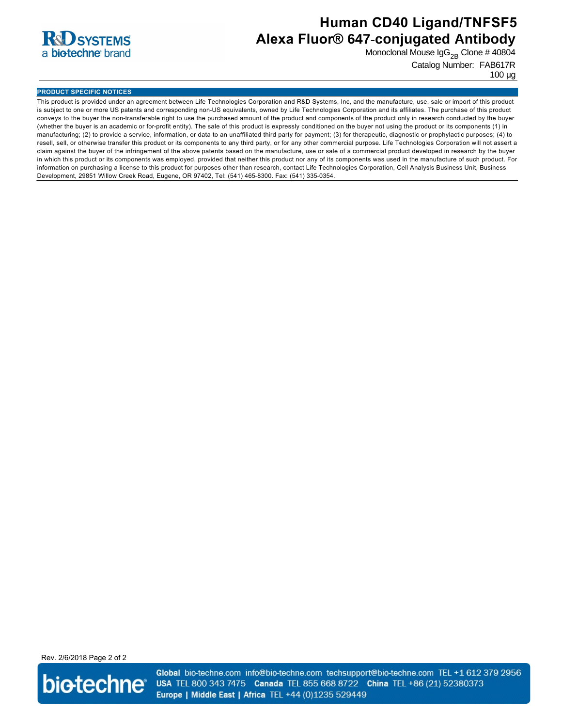# Human CD40 Ligand/TNFSF5 Alexa Fluor® 647-conjugated Antibody

Monoclonal Mouse $IgG_{2B}$ Clone # 40804

Catalog Number: FAB617R

100 µg

## PRODUCT SPECIFIC NOTICES

This product is provided under an agreement between Life Technologies Corporation and R&D Systems, Inc, and the manufacture, use, sale or import of this product is subject to one or more US patents and corresponding non-US equivalents, owned by Life Technologies Corporation and its affiliates. The purchase of this product conveys to the buyer the non-transferable right to use the purchased amount of the product and components of the product only in research conducted by the buyer (whether the buyer is an academic or for-profit entity). The sale of this product is expressly conditioned on the buyer not using the product or its components (1) in manufacturing; (2) to provide a service, information, or data to an unaffiliated third party for payment; (3) for therapeutic, diagnostic or prophylactic purposes; (4) to resell, sell, or otherwise transfer this product or its components to any third party, or for any other commercial purpose. Life Technologies Corporation will not assert a claim against the buyer of the infringement of the above patents based on the manufacture, use or sale of a commercial product developed in research by the buyer in which this product or its components was employed, provided that neither this product nor any of its components was used in the manufacture of such product. For information on purchasing a license to this product for purposes other than research, contact Life Technologies Corporation, Cell Analysis Business Unit, Business Development, 29851 Willow Creek Road, Eugene, OR 97402, Tel: (541) 465-8300. Fax: (541) 335-0354.

Rev. 2/6/2018

**Global** bio-techne.com info@bio-techne.com techsupport@bio-techne.com TEL +1 612 379 2956
**USA** TEL 800 343 7475 **Canada** TEL 855 668 8722 **China** TEL +86 (21) 52380373
**Europe | Middle East | Africa** TEL +44 (0)1235 529449